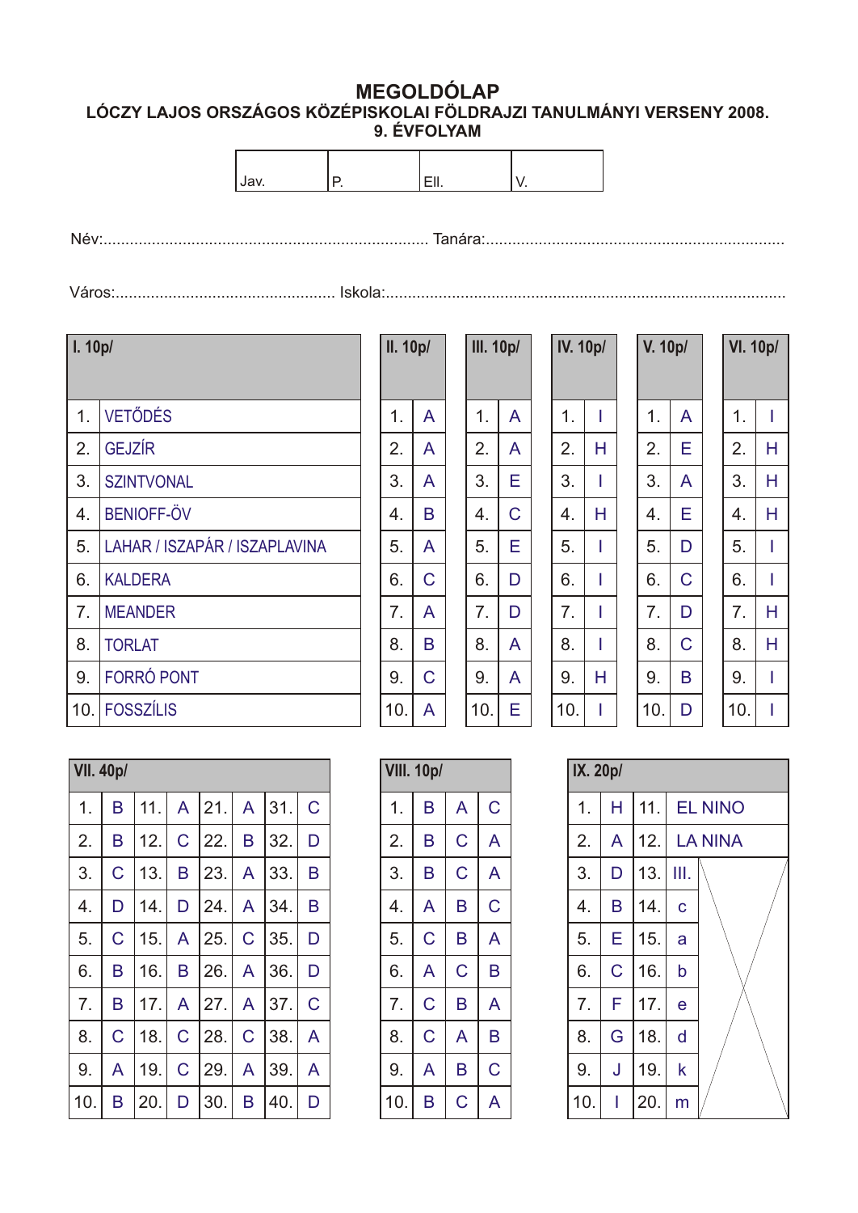# MEGOLDÓLAP

## LÓCZY LAJOS ORSZÁGOS KÖZÉPISKOLAI FÖLDRAJZI TANULMÁNYI VERSENY 2008.

## 9. ÉVFOLYAM

| Jav. | P. | Ell. | V. |
|---|---|---|---|

Név:........................................................................ Tanára:...................................................................

Város:................................................. Iskola:.........................................................................................

| I. 10p/ | |
|---|---|
| 1. | VETŐDÉS |
| 2. | GEJZÍR |
| 3. | SZINTVONAL |
| 4. | BENIOFF-ÖV |
| 5. | LAHAR / ISZAPÁR / ISZAPLAVINA |
| 6. | KALDERA |
| 7. | MEANDER |
| 8. | TORLAT |
| 9. | FORRÓ PONT |
| 10. | FOSSZÍLIS |

| II. 10p/ | |
|---|---|
| 1. | A |
| 2. | A |
| 3. | A |
| 4. | B |
| 5. | A |
| 6. | C |
| 7. | A |
| 8. | B |
| 9. | C |
| 10. | A |

| III. 10p/ | |
|---|---|
| 1. | A |
| 2. | A |
| 3. | E |
| 4. | C |
| 5. | E |
| 6. | D |
| 7. | D |
| 8. | A |
| 9. | A |
| 10. | E |

| IV. 10p/ | |
|---|---|
| 1. | I |
| 2. | H |
| 3. | I |
| 4. | H |
| 5. | I |
| 6. | I |
| 7. | I |
| 8. | I |
| 9. | H |
| 10. | I |

| V. 10p/ | |
|---|---|
| 1. | A |
| 2. | E |
| 3. | A |
| 4. | E |
| 5. | D |
| 6. | C |
| 7. | D |
| 8. | C |
| 9. | B |
| 10. | D |

| VI. 10p/ | |
|---|---|
| 1. | I |
| 2. | H |
| 3. | H |
| 4. | H |
| 5. | I |
| 6. | I |
| 7. | H |
| 8. | H |
| 9. | I |
| 10. | I |

| VII. 40p/ | | | | | | | |
|---|---|---|---|---|---|---|---|
| 1. | B | 11. | A | 21. | A | 31. | C |
| 2. | B | 12. | C | 22. | B | 32. | D |
| 3. | C | 13. | B | 23. | A | 33. | B |
| 4. | D | 14. | D | 24. | A | 34. | B |
| 5. | C | 15. | A | 25. | C | 35. | D |
| 6. | B | 16. | B | 26. | A | 36. | D |
| 7. | B | 17. | A | 27. | A | 37. | C |
| 8. | C | 18. | C | 28. | C | 38. | A |
| 9. | A | 19. | C | 29. | A | 39. | A |
| 10. | B | 20. | D | 30. | B | 40. | D |

| VIII. 10p/ | | | |
|---|---|---|---|
| 1. | B | A | C |
| 2. | B | C | A |
| 3. | B | C | A |
| 4. | A | B | C |
| 5. | C | B | A |
| 6. | A | C | B |
| 7. | C | B | A |
| 8. | C | A | B |
| 9. | A | B | C |
| 10. | B | C | A |

| IX. 20p/ | | | |
|---|---|---|---|
| 1. | H | 11. | EL NINO |
| 2. | A | 12. | LA NINA |
| 3. | D | 13. | III. |
| 4. | B | 14. | c |
| 5. | E | 15. | a |
| 6. | C | 16. | b |
| 7. | F | 17. | e |
| 8. | G | 18. | d |
| 9. | J | 19. | k |
| 10. | I | 20. | m |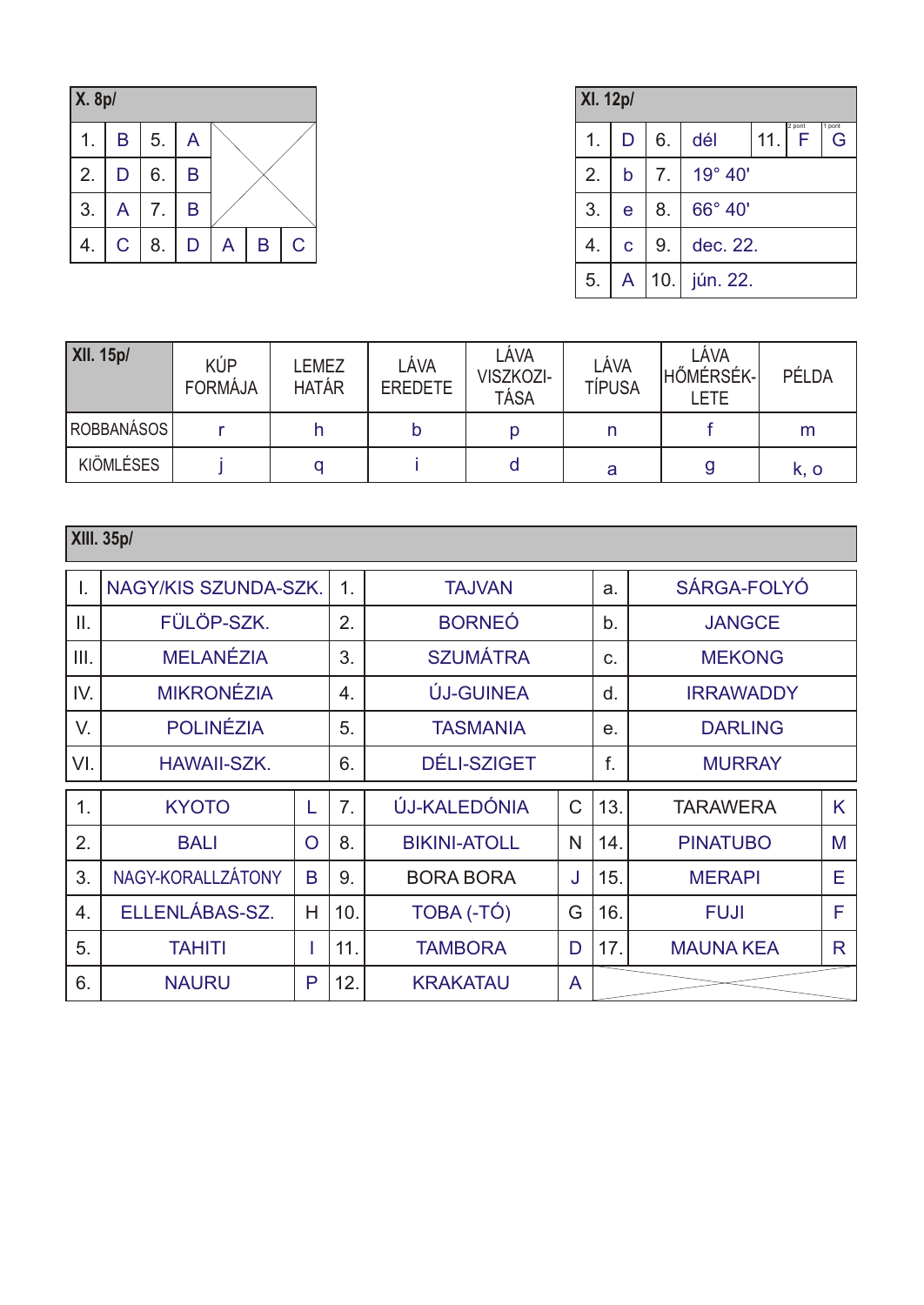| X. 8p/ | | | | | | |
|---|---|---|---|---|---|---|
| 1. | B | 5. | A | | | |
| 2. | D | 6. | B | | | |
| 3. | A | 7. | B | | | |
| 4. | C | 8. | D | A | B | C |

| XI. 12p/ | | | | | | |
|---|---|---|---|---|---|---|
| 1. | D | 6. | dél | 11. | F (2 pont) | G (1 pont) |
| 2. | b | 7. | 19° 40' | | | |
| 3. | e | 8. | 66° 40' | | | |
| 4. | c | 9. | dec. 22. | | | |
| 5. | A | 10. | jún. 22. | | | |

| XII. 15p/ | KÚP FORMÁJA | LEMEZ HATÁR | LÁVA EREDETE | LÁVA VISZKOZI-TÁSA | LÁVA TÍPUSA | LÁVA HŐMÉRSÉK-LETE | PÉLDA |
|---|---|---|---|---|---|---|---|
| ROBBANÁSOS | r | h | b | p | n | f | m |
| KIÖMLÉSES | j | q | i | d | a | g | k, o |

| XIII. 35p/ | | | | | |
|---|---|---|---|---|---|
| I. | NAGY/KIS SZUNDA-SZK. | 1. | TAJVAN | a. | SÁRGA-FOLYÓ |
| II. | FÜLÖP-SZK. | 2. | BORNEÓ | b. | JANGCE |
| III. | MELANÉZIA | 3. | SZUMÁTRA | c. | MEKONG |
| IV. | MIKRONÉZIA | 4. | ÚJ-GUINEA | d. | IRRAWADDY |
| V. | POLINÉZIA | 5. | TASMANIA | e. | DARLING |
| VI. | HAWAII-SZK. | 6. | DÉLI-SZIGET | f. | MURRAY |

| | | | | | | | | |
|---|---|---|---|---|---|---|---|---|
| 1. | KYOTO | L | 7. | ÚJ-KALEDÓNIA | C | 13. | TARAWERA | K |
| 2. | BALI | O | 8. | BIKINI-ATOLL | N | 14. | PINATUBO | M |
| 3. | NAGY-KORALLZÁTONY | B | 9. | BORA BORA | J | 15. | MERAPI | E |
| 4. | ELLENLÁBAS-SZ. | H | 10. | TOBA (-TÓ) | G | 16. | FUJI | F |
| 5. | TAHITI | I | 11. | TAMBORA | D | 17. | MAUNA KEA | R |
| 6. | NAURU | P | 12. | KRAKATAU | A | | | |